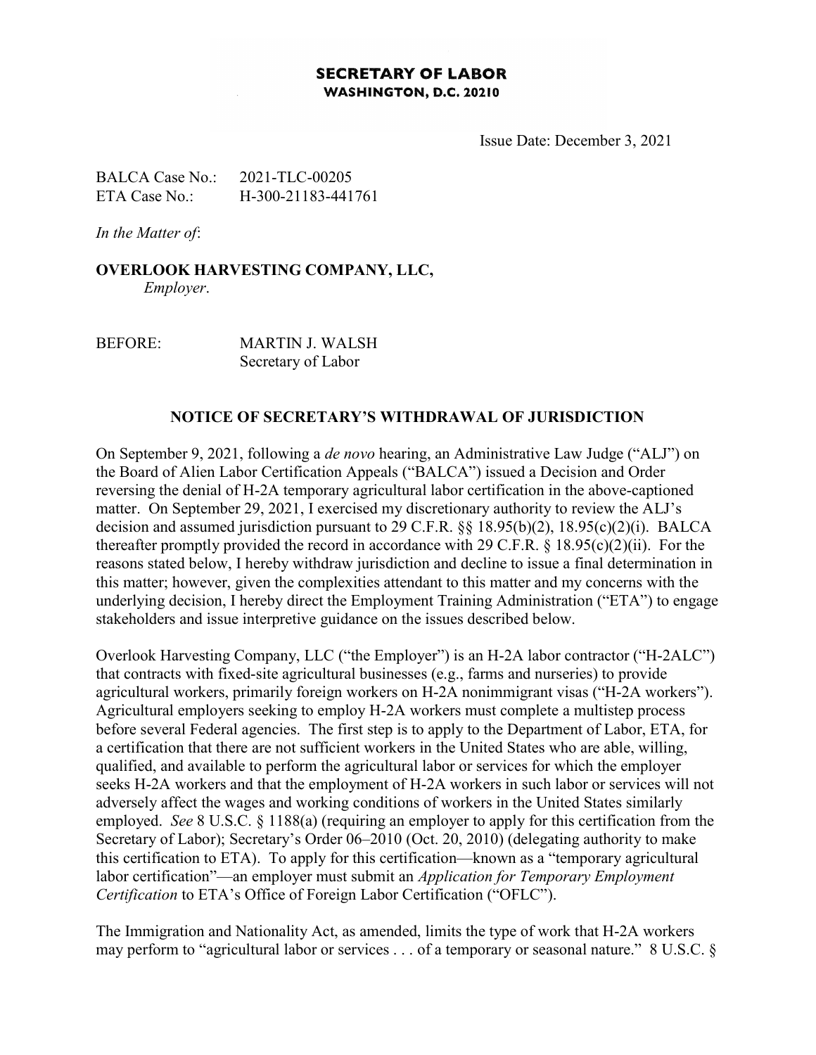**SECRETARY OF LABOR**
**WASHINGTON, D.C. 20210**

Issue Date: December 3, 2021

BALCA Case No.: 2021-TLC-00205
ETA Case No.: H-300-21183-441761

*In the Matter of*:

**OVERLOOK HARVESTING COMPANY, LLC,**
*Employer*.

BEFORE: MARTIN J. WALSH
Secretary of Labor

## NOTICE OF SECRETARY'S WITHDRAWAL OF JURISDICTION

On September 9, 2021, following a *de novo* hearing, an Administrative Law Judge ("ALJ") on the Board of Alien Labor Certification Appeals ("BALCA") issued a Decision and Order reversing the denial of H-2A temporary agricultural labor certification in the above-captioned matter. On September 29, 2021, I exercised my discretionary authority to review the ALJ's decision and assumed jurisdiction pursuant to 29 C.F.R. §§ 18.95(b)(2), 18.95(c)(2)(i). BALCA thereafter promptly provided the record in accordance with 29 C.F.R. § 18.95(c)(2)(ii). For the reasons stated below, I hereby withdraw jurisdiction and decline to issue a final determination in this matter; however, given the complexities attendant to this matter and my concerns with the underlying decision, I hereby direct the Employment Training Administration ("ETA") to engage stakeholders and issue interpretive guidance on the issues described below.

Overlook Harvesting Company, LLC ("the Employer") is an H-2A labor contractor ("H-2ALC") that contracts with fixed-site agricultural businesses (e.g., farms and nurseries) to provide agricultural workers, primarily foreign workers on H-2A nonimmigrant visas ("H-2A workers"). Agricultural employers seeking to employ H-2A workers must complete a multistep process before several Federal agencies. The first step is to apply to the Department of Labor, ETA, for a certification that there are not sufficient workers in the United States who are able, willing, qualified, and available to perform the agricultural labor or services for which the employer seeks H-2A workers and that the employment of H-2A workers in such labor or services will not adversely affect the wages and working conditions of workers in the United States similarly employed. *See* 8 U.S.C. § 1188(a) (requiring an employer to apply for this certification from the Secretary of Labor); Secretary's Order 06–2010 (Oct. 20, 2010) (delegating authority to make this certification to ETA). To apply for this certification—known as a "temporary agricultural labor certification"—an employer must submit an *Application for Temporary Employment Certification* to ETA's Office of Foreign Labor Certification ("OFLC").

The Immigration and Nationality Act, as amended, limits the type of work that H-2A workers may perform to "agricultural labor or services . . . of a temporary or seasonal nature." 8 U.S.C. §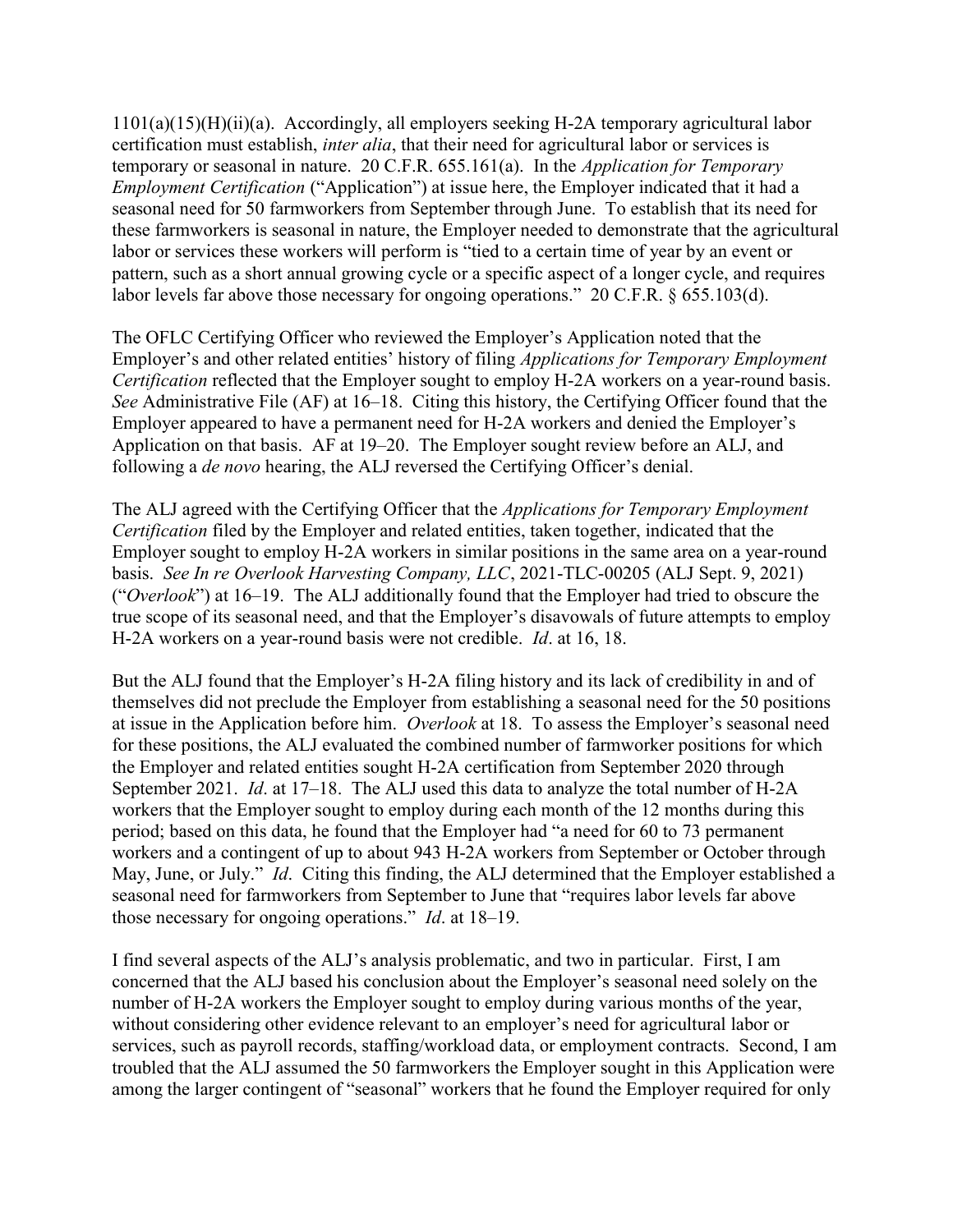1101(a)(15)(H)(ii)(a). Accordingly, all employers seeking H-2A temporary agricultural labor certification must establish, *inter alia*, that their need for agricultural labor or services is temporary or seasonal in nature. 20 C.F.R. 655.161(a). In the *Application for Temporary Employment Certification* ("Application") at issue here, the Employer indicated that it had a seasonal need for 50 farmworkers from September through June. To establish that its need for these farmworkers is seasonal in nature, the Employer needed to demonstrate that the agricultural labor or services these workers will perform is "tied to a certain time of year by an event or pattern, such as a short annual growing cycle or a specific aspect of a longer cycle, and requires labor levels far above those necessary for ongoing operations." 20 C.F.R. § 655.103(d).

The OFLC Certifying Officer who reviewed the Employer's Application noted that the Employer's and other related entities' history of filing *Applications for Temporary Employment Certification* reflected that the Employer sought to employ H-2A workers on a year-round basis. *See* Administrative File (AF) at 16–18. Citing this history, the Certifying Officer found that the Employer appeared to have a permanent need for H-2A workers and denied the Employer's Application on that basis. AF at 19–20. The Employer sought review before an ALJ, and following a *de novo* hearing, the ALJ reversed the Certifying Officer's denial.

The ALJ agreed with the Certifying Officer that the *Applications for Temporary Employment Certification* filed by the Employer and related entities, taken together, indicated that the Employer sought to employ H-2A workers in similar positions in the same area on a year-round basis. *See In re Overlook Harvesting Company, LLC*, 2021-TLC-00205 (ALJ Sept. 9, 2021) ("*Overlook*") at 16–19. The ALJ additionally found that the Employer had tried to obscure the true scope of its seasonal need, and that the Employer's disavowals of future attempts to employ H-2A workers on a year-round basis were not credible. *Id*. at 16, 18.

But the ALJ found that the Employer's H-2A filing history and its lack of credibility in and of themselves did not preclude the Employer from establishing a seasonal need for the 50 positions at issue in the Application before him. *Overlook* at 18. To assess the Employer's seasonal need for these positions, the ALJ evaluated the combined number of farmworker positions for which the Employer and related entities sought H-2A certification from September 2020 through September 2021. *Id*. at 17–18. The ALJ used this data to analyze the total number of H-2A workers that the Employer sought to employ during each month of the 12 months during this period; based on this data, he found that the Employer had "a need for 60 to 73 permanent workers and a contingent of up to about 943 H-2A workers from September or October through May, June, or July." *Id*. Citing this finding, the ALJ determined that the Employer established a seasonal need for farmworkers from September to June that "requires labor levels far above those necessary for ongoing operations." *Id*. at 18–19.

I find several aspects of the ALJ's analysis problematic, and two in particular. First, I am concerned that the ALJ based his conclusion about the Employer's seasonal need solely on the number of H-2A workers the Employer sought to employ during various months of the year, without considering other evidence relevant to an employer's need for agricultural labor or services, such as payroll records, staffing/workload data, or employment contracts. Second, I am troubled that the ALJ assumed the 50 farmworkers the Employer sought in this Application were among the larger contingent of "seasonal" workers that he found the Employer required for only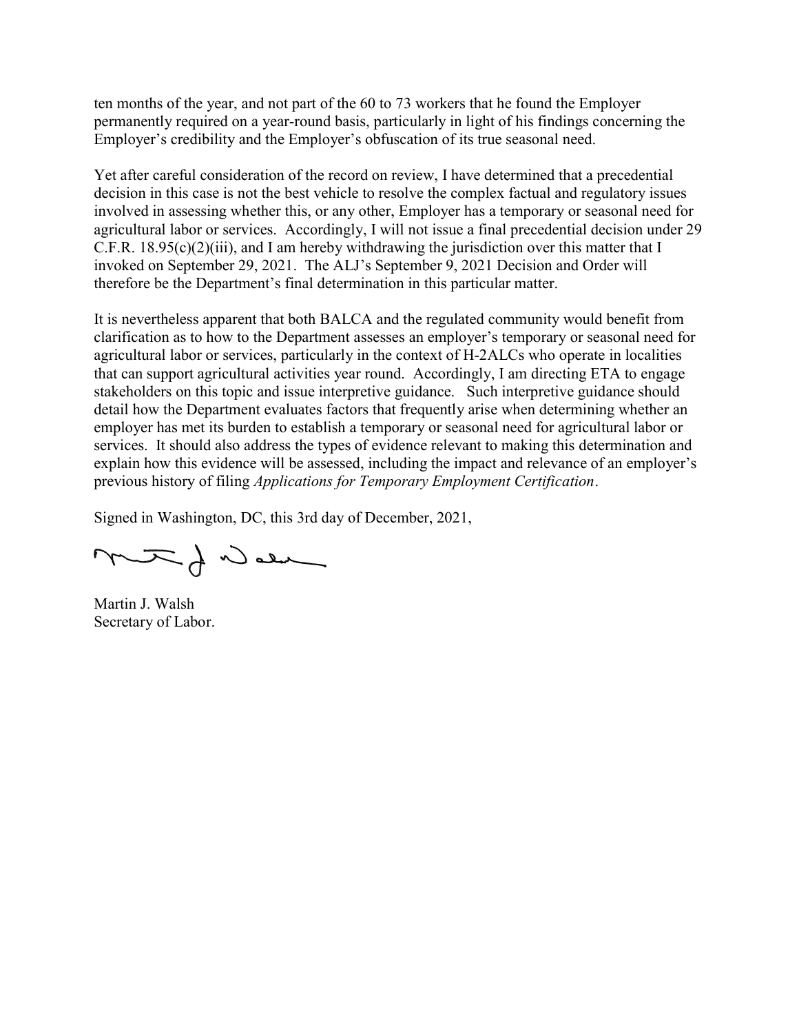ten months of the year, and not part of the 60 to 73 workers that he found the Employer permanently required on a year-round basis, particularly in light of his findings concerning the Employer's credibility and the Employer's obfuscation of its true seasonal need.

Yet after careful consideration of the record on review, I have determined that a precedential decision in this case is not the best vehicle to resolve the complex factual and regulatory issues involved in assessing whether this, or any other, Employer has a temporary or seasonal need for agricultural labor or services. Accordingly, I will not issue a final precedential decision under 29 C.F.R. 18.95(c)(2)(iii), and I am hereby withdrawing the jurisdiction over this matter that I invoked on September 29, 2021. The ALJ's September 9, 2021 Decision and Order will therefore be the Department's final determination in this particular matter.

It is nevertheless apparent that both BALCA and the regulated community would benefit from clarification as to how to the Department assesses an employer's temporary or seasonal need for agricultural labor or services, particularly in the context of H-2ALCs who operate in localities that can support agricultural activities year round. Accordingly, I am directing ETA to engage stakeholders on this topic and issue interpretive guidance. Such interpretive guidance should detail how the Department evaluates factors that frequently arise when determining whether an employer has met its burden to establish a temporary or seasonal need for agricultural labor or services. It should also address the types of evidence relevant to making this determination and explain how this evidence will be assessed, including the impact and relevance of an employer's previous history of filing *Applications for Temporary Employment Certification*.

Signed in Washington, DC, this 3rd day of December, 2021,

Martin J. Walsh
Secretary of Labor.